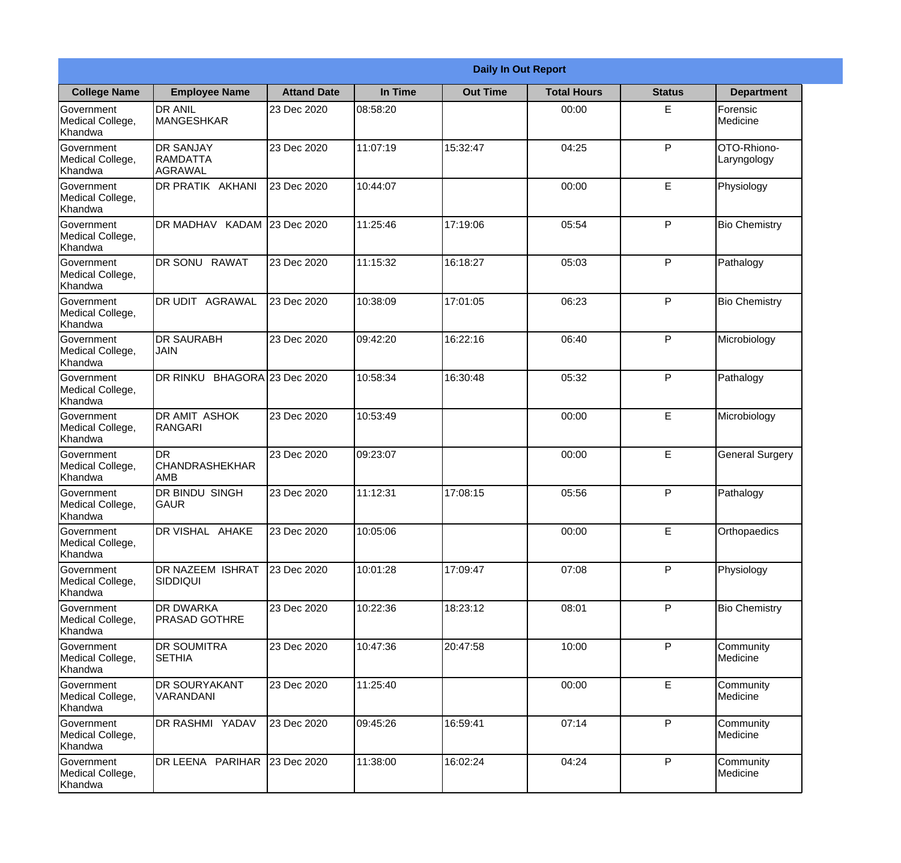# Daily In Out Report

| College Name | Employee Name | Attand Date | In Time | Out Time | Total Hours | Status | Department |
|---|---|---|---|---|---|---|---|
| Government Medical College, Khandwa | DR ANIL MANGESHKAR | 23 Dec 2020 | 08:58:20 | | 00:00 | E | Forensic Medicine |
| Government Medical College, Khandwa | DR SANJAY RAMDATTA AGRAWAL | 23 Dec 2020 | 11:07:19 | 15:32:47 | 04:25 | P | OTO-Rhiono-Laryngology |
| Government Medical College, Khandwa | DR PRATIK AKHANI | 23 Dec 2020 | 10:44:07 | | 00:00 | E | Physiology |
| Government Medical College, Khandwa | DR MADHAV KADAM | 23 Dec 2020 | 11:25:46 | 17:19:06 | 05:54 | P | Bio Chemistry |
| Government Medical College, Khandwa | DR SONU RAWAT | 23 Dec 2020 | 11:15:32 | 16:18:27 | 05:03 | P | Pathalogy |
| Government Medical College, Khandwa | DR UDIT AGRAWAL | 23 Dec 2020 | 10:38:09 | 17:01:05 | 06:23 | P | Bio Chemistry |
| Government Medical College, Khandwa | DR SAURABH JAIN | 23 Dec 2020 | 09:42:20 | 16:22:16 | 06:40 | P | Microbiology |
| Government Medical College, Khandwa | DR RINKU BHAGORA | 23 Dec 2020 | 10:58:34 | 16:30:48 | 05:32 | P | Pathalogy |
| Government Medical College, Khandwa | DR AMIT ASHOK RANGARI | 23 Dec 2020 | 10:53:49 | | 00:00 | E | Microbiology |
| Government Medical College, Khandwa | DR CHANDRASHEKHAR AMB | 23 Dec 2020 | 09:23:07 | | 00:00 | E | General Surgery |
| Government Medical College, Khandwa | DR BINDU SINGH GAUR | 23 Dec 2020 | 11:12:31 | 17:08:15 | 05:56 | P | Pathalogy |
| Government Medical College, Khandwa | DR VISHAL AHAKE | 23 Dec 2020 | 10:05:06 | | 00:00 | E | Orthopaedics |
| Government Medical College, Khandwa | DR NAZEEM ISHRAT SIDDIQUI | 23 Dec 2020 | 10:01:28 | 17:09:47 | 07:08 | P | Physiology |
| Government Medical College, Khandwa | DR DWARKA PRASAD GOTHRE | 23 Dec 2020 | 10:22:36 | 18:23:12 | 08:01 | P | Bio Chemistry |
| Government Medical College, Khandwa | DR SOUMITRA SETHIA | 23 Dec 2020 | 10:47:36 | 20:47:58 | 10:00 | P | Community Medicine |
| Government Medical College, Khandwa | DR SOURYAKANT VARANDANI | 23 Dec 2020 | 11:25:40 | | 00:00 | E | Community Medicine |
| Government Medical College, Khandwa | DR RASHMI YADAV | 23 Dec 2020 | 09:45:26 | 16:59:41 | 07:14 | P | Community Medicine |
| Government Medical College, Khandwa | DR LEENA PARIHAR | 23 Dec 2020 | 11:38:00 | 16:02:24 | 04:24 | P | Community Medicine |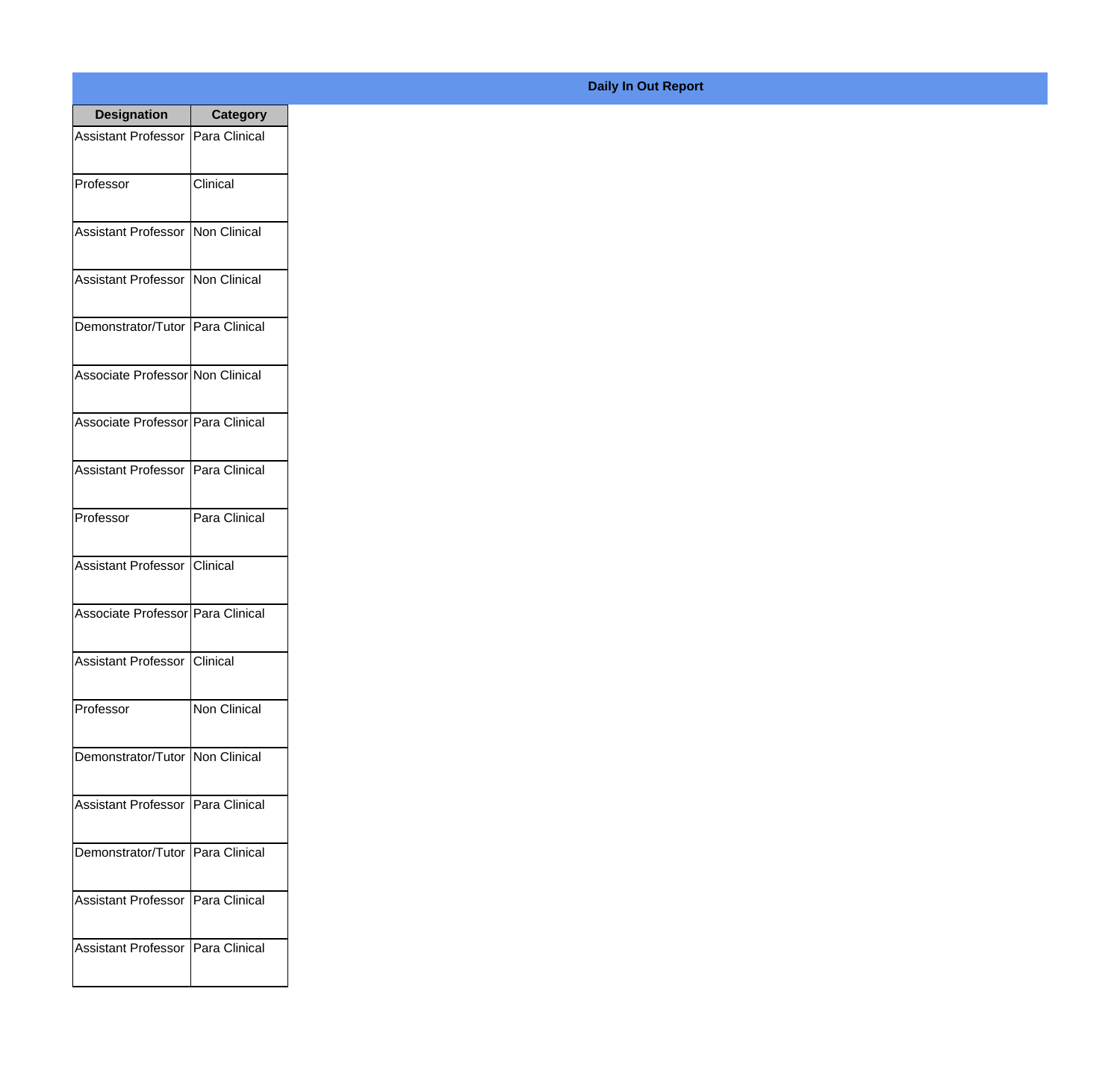**Daily In Out Report**

| Designation | Category |
|---|---|
| Assistant Professor | Para Clinical |
| Professor | Clinical |
| Assistant Professor | Non Clinical |
| Assistant Professor | Non Clinical |
| Demonstrator/Tutor | Para Clinical |
| Associate Professor | Non Clinical |
| Associate Professor | Para Clinical |
| Assistant Professor | Para Clinical |
| Professor | Para Clinical |
| Assistant Professor | Clinical |
| Associate Professor | Para Clinical |
| Assistant Professor | Clinical |
| Professor | Non Clinical |
| Demonstrator/Tutor | Non Clinical |
| Assistant Professor | Para Clinical |
| Demonstrator/Tutor | Para Clinical |
| Assistant Professor | Para Clinical |
| Assistant Professor | Para Clinical |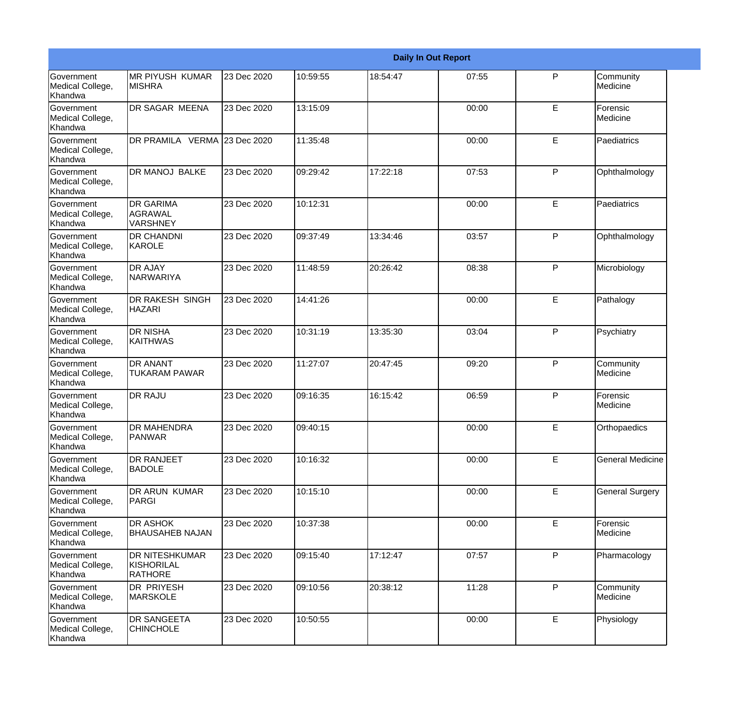| Daily In Out Report | | | | | | | |
|---|---|---|---|---|---|---|---|
| Government Medical College, Khandwa | MR PIYUSH KUMAR MISHRA | 23 Dec 2020 | 10:59:55 | 18:54:47 | 07:55 | P | Community Medicine |
| Government Medical College, Khandwa | DR SAGAR MEENA | 23 Dec 2020 | 13:15:09 | | 00:00 | E | Forensic Medicine |
| Government Medical College, Khandwa | DR PRAMILA VERMA | 23 Dec 2020 | 11:35:48 | | 00:00 | E | Paediatrics |
| Government Medical College, Khandwa | DR MANOJ BALKE | 23 Dec 2020 | 09:29:42 | 17:22:18 | 07:53 | P | Ophthalmology |
| Government Medical College, Khandwa | DR GARIMA AGRAWAL VARSHNEY | 23 Dec 2020 | 10:12:31 | | 00:00 | E | Paediatrics |
| Government Medical College, Khandwa | DR CHANDNI KAROLE | 23 Dec 2020 | 09:37:49 | 13:34:46 | 03:57 | P | Ophthalmology |
| Government Medical College, Khandwa | DR AJAY NARWARIYA | 23 Dec 2020 | 11:48:59 | 20:26:42 | 08:38 | P | Microbiology |
| Government Medical College, Khandwa | DR RAKESH SINGH HAZARI | 23 Dec 2020 | 14:41:26 | | 00:00 | E | Pathalogy |
| Government Medical College, Khandwa | DR NISHA KAITHWAS | 23 Dec 2020 | 10:31:19 | 13:35:30 | 03:04 | P | Psychiatry |
| Government Medical College, Khandwa | DR ANANT TUKARAM PAWAR | 23 Dec 2020 | 11:27:07 | 20:47:45 | 09:20 | P | Community Medicine |
| Government Medical College, Khandwa | DR RAJU | 23 Dec 2020 | 09:16:35 | 16:15:42 | 06:59 | P | Forensic Medicine |
| Government Medical College, Khandwa | DR MAHENDRA PANWAR | 23 Dec 2020 | 09:40:15 | | 00:00 | E | Orthopaedics |
| Government Medical College, Khandwa | DR RANJEET BADOLE | 23 Dec 2020 | 10:16:32 | | 00:00 | E | General Medicine |
| Government Medical College, Khandwa | DR ARUN KUMAR PARGI | 23 Dec 2020 | 10:15:10 | | 00:00 | E | General Surgery |
| Government Medical College, Khandwa | DR ASHOK BHAUSAHEB NAJAN | 23 Dec 2020 | 10:37:38 | | 00:00 | E | Forensic Medicine |
| Government Medical College, Khandwa | DR NITESHKUMAR KISHORILAL RATHORE | 23 Dec 2020 | 09:15:40 | 17:12:47 | 07:57 | P | Pharmacology |
| Government Medical College, Khandwa | DR PRIYESH MARSKOLE | 23 Dec 2020 | 09:10:56 | 20:38:12 | 11:28 | P | Community Medicine |
| Government Medical College, Khandwa | DR SANGEETA CHINCHOLE | 23 Dec 2020 | 10:50:55 | | 00:00 | E | Physiology |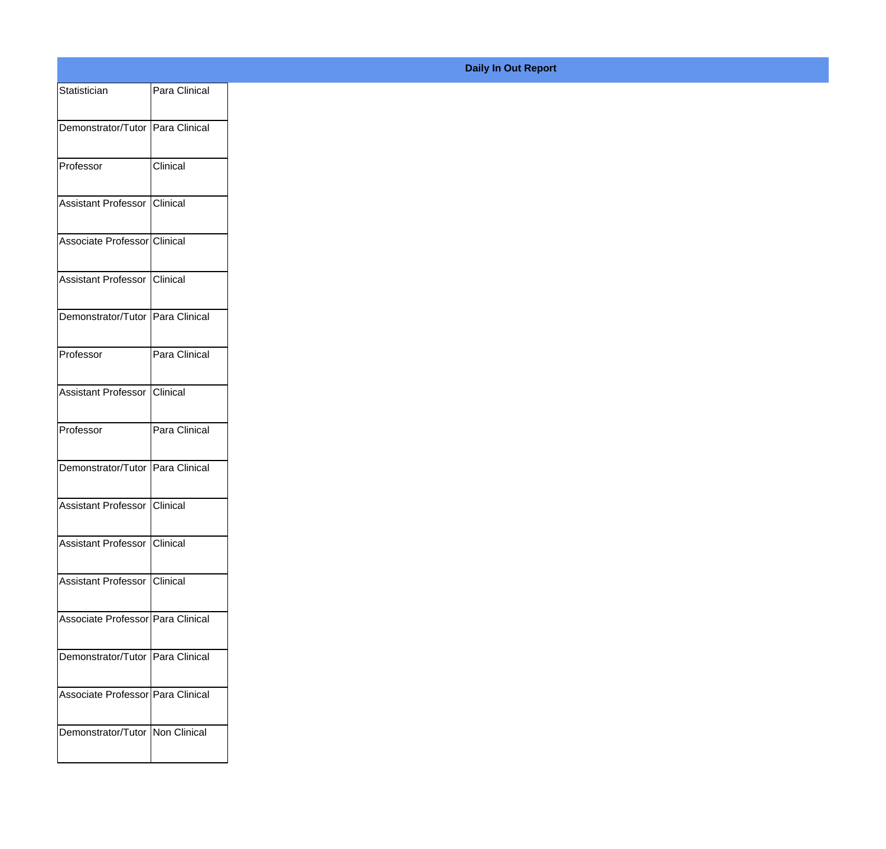**Daily In Out Report**

| | |
|---|---|
| Statistician | Para Clinical |
| Demonstrator/Tutor | Para Clinical |
| Professor | Clinical |
| Assistant Professor | Clinical |
| Associate Professor | Clinical |
| Assistant Professor | Clinical |
| Demonstrator/Tutor | Para Clinical |
| Professor | Para Clinical |
| Assistant Professor | Clinical |
| Professor | Para Clinical |
| Demonstrator/Tutor | Para Clinical |
| Assistant Professor | Clinical |
| Assistant Professor | Clinical |
| Assistant Professor | Clinical |
| Associate Professor | Para Clinical |
| Demonstrator/Tutor | Para Clinical |
| Associate Professor | Para Clinical |
| Demonstrator/Tutor | Non Clinical |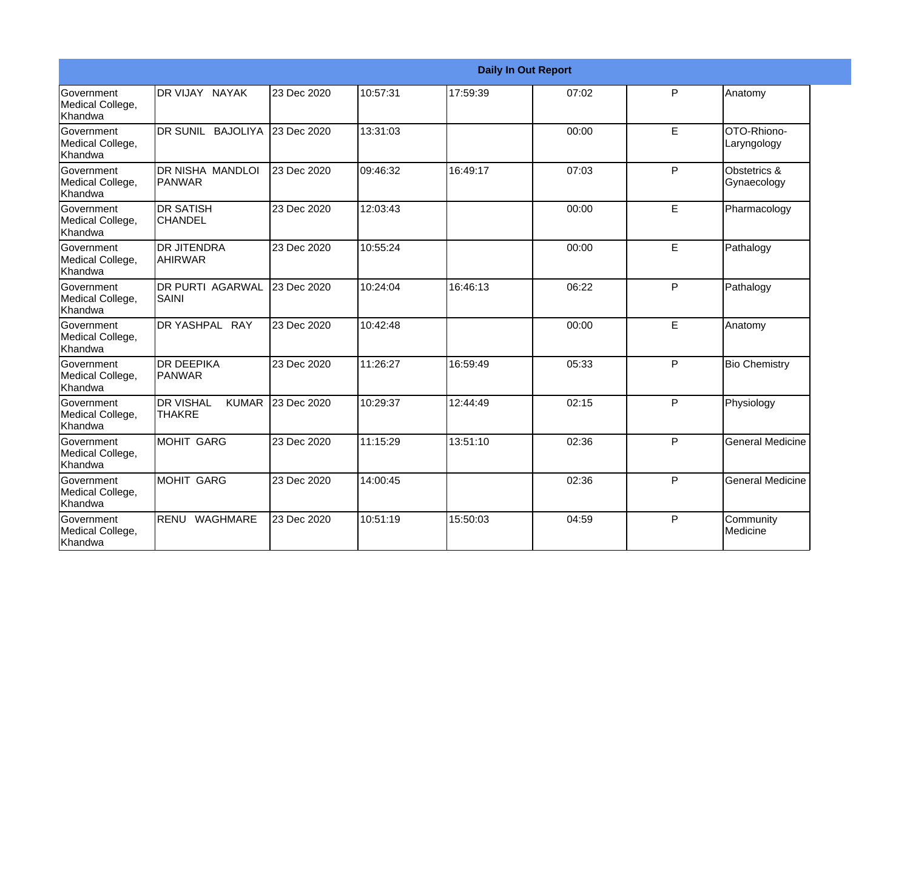| Daily In Out Report | | | | | | | |
|---|---|---|---|---|---|---|---|
| Government Medical College, Khandwa | DR VIJAY NAYAK | 23 Dec 2020 | 10:57:31 | 17:59:39 | 07:02 | P | Anatomy |
| Government Medical College, Khandwa | DR SUNIL BAJOLIYA | 23 Dec 2020 | 13:31:03 | | 00:00 | E | OTO-Rhiono-Laryngology |
| Government Medical College, Khandwa | DR NISHA MANDLOI PANWAR | 23 Dec 2020 | 09:46:32 | 16:49:17 | 07:03 | P | Obstetrics & Gynaecology |
| Government Medical College, Khandwa | DR SATISH CHANDEL | 23 Dec 2020 | 12:03:43 | | 00:00 | E | Pharmacology |
| Government Medical College, Khandwa | DR JITENDRA AHIRWAR | 23 Dec 2020 | 10:55:24 | | 00:00 | E | Pathalogy |
| Government Medical College, Khandwa | DR PURTI AGARWAL SAINI | 23 Dec 2020 | 10:24:04 | 16:46:13 | 06:22 | P | Pathalogy |
| Government Medical College, Khandwa | DR YASHPAL RAY | 23 Dec 2020 | 10:42:48 | | 00:00 | E | Anatomy |
| Government Medical College, Khandwa | DR DEEPIKA PANWAR | 23 Dec 2020 | 11:26:27 | 16:59:49 | 05:33 | P | Bio Chemistry |
| Government Medical College, Khandwa | DR VISHAL KUMAR THAKRE | 23 Dec 2020 | 10:29:37 | 12:44:49 | 02:15 | P | Physiology |
| Government Medical College, Khandwa | MOHIT GARG | 23 Dec 2020 | 11:15:29 | 13:51:10 | 02:36 | P | General Medicine |
| Government Medical College, Khandwa | MOHIT GARG | 23 Dec 2020 | 14:00:45 | | 02:36 | P | General Medicine |
| Government Medical College, Khandwa | RENU WAGHMARE | 23 Dec 2020 | 10:51:19 | 15:50:03 | 04:59 | P | Community Medicine |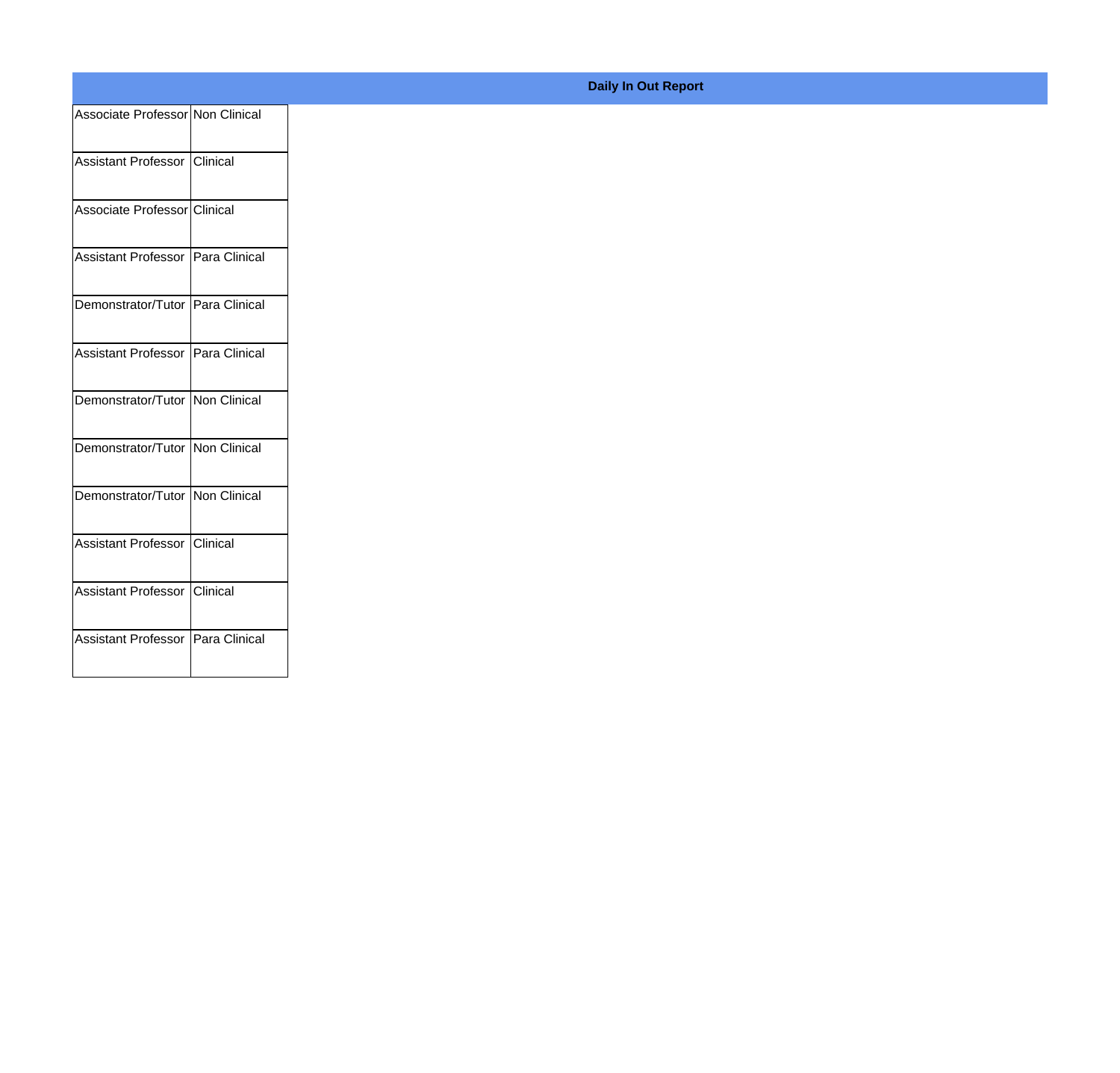**Daily In Out Report**

| | |
|---|---|
| Associate Professor | Non Clinical |
| Assistant Professor | Clinical |
| Associate Professor | Clinical |
| Assistant Professor | Para Clinical |
| Demonstrator/Tutor | Para Clinical |
| Assistant Professor | Para Clinical |
| Demonstrator/Tutor | Non Clinical |
| Demonstrator/Tutor | Non Clinical |
| Demonstrator/Tutor | Non Clinical |
| Assistant Professor | Clinical |
| Assistant Professor | Clinical |
| Assistant Professor | Para Clinical |